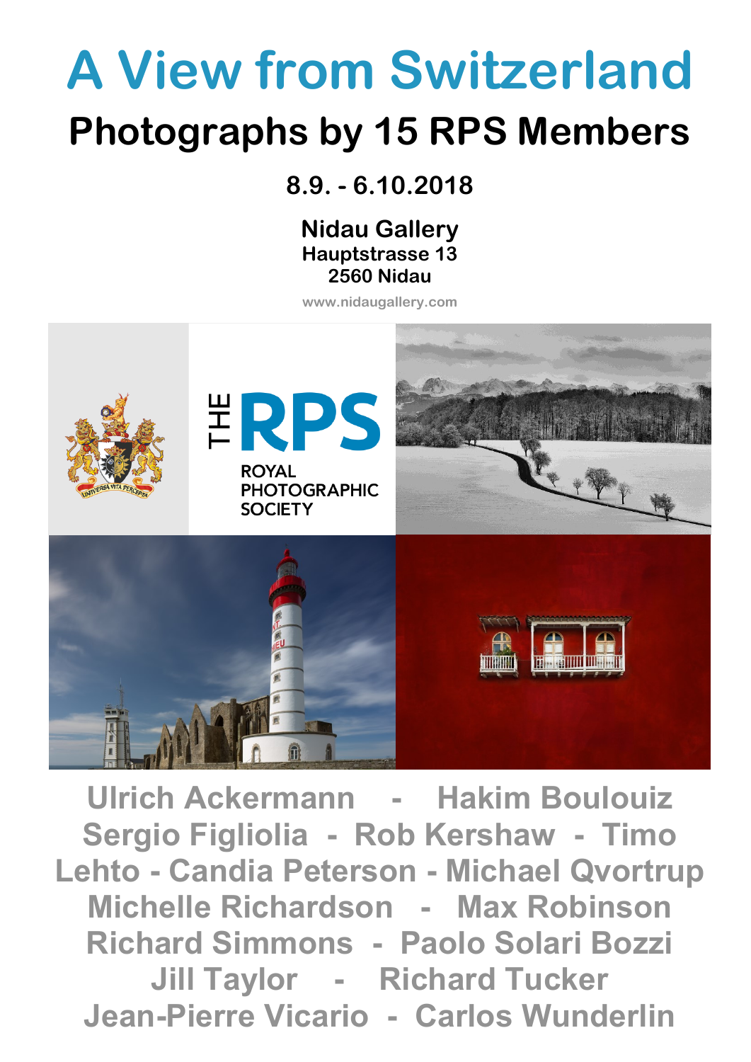# A View from Switzerland

## Photographs by 15 RPS Members

**8.9. - 6.10.2018**

**Nidau Gallery**
**Hauptstrasse 13**
**2560 Nidau**

www.nidaugallery.com

Ulrich Ackermann - Hakim Boulouiz
Sergio Figliolia - Rob Kershaw - Timo Lehto - Candia Peterson - Michael Qvortrup
Michelle Richardson - Max Robinson
Richard Simmons - Paolo Solari Bozzi
Jill Taylor - Richard Tucker
Jean-Pierre Vicario - Carlos Wunderlin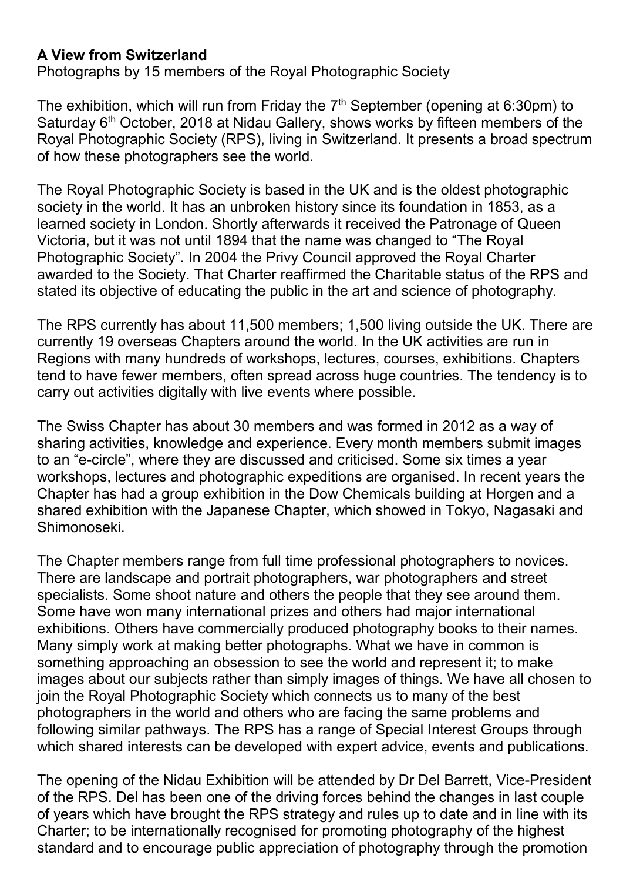**A View from Switzerland**

Photographs by 15 members of the Royal Photographic Society

The exhibition, which will run from Friday the 7th September (opening at 6:30pm) to Saturday 6th October, 2018 at Nidau Gallery, shows works by fifteen members of the Royal Photographic Society (RPS), living in Switzerland. It presents a broad spectrum of how these photographers see the world.

The Royal Photographic Society is based in the UK and is the oldest photographic society in the world. It has an unbroken history since its foundation in 1853, as a learned society in London. Shortly afterwards it received the Patronage of Queen Victoria, but it was not until 1894 that the name was changed to "The Royal Photographic Society". In 2004 the Privy Council approved the Royal Charter awarded to the Society. That Charter reaffirmed the Charitable status of the RPS and stated its objective of educating the public in the art and science of photography.

The RPS currently has about 11,500 members; 1,500 living outside the UK. There are currently 19 overseas Chapters around the world. In the UK activities are run in Regions with many hundreds of workshops, lectures, courses, exhibitions. Chapters tend to have fewer members, often spread across huge countries. The tendency is to carry out activities digitally with live events where possible.

The Swiss Chapter has about 30 members and was formed in 2012 as a way of sharing activities, knowledge and experience. Every month members submit images to an "e-circle", where they are discussed and criticised. Some six times a year workshops, lectures and photographic expeditions are organised. In recent years the Chapter has had a group exhibition in the Dow Chemicals building at Horgen and a shared exhibition with the Japanese Chapter, which showed in Tokyo, Nagasaki and Shimonoseki.

The Chapter members range from full time professional photographers to novices. There are landscape and portrait photographers, war photographers and street specialists. Some shoot nature and others the people that they see around them. Some have won many international prizes and others had major international exhibitions. Others have commercially produced photography books to their names. Many simply work at making better photographs. What we have in common is something approaching an obsession to see the world and represent it; to make images about our subjects rather than simply images of things. We have all chosen to join the Royal Photographic Society which connects us to many of the best photographers in the world and others who are facing the same problems and following similar pathways. The RPS has a range of Special Interest Groups through which shared interests can be developed with expert advice, events and publications.

The opening of the Nidau Exhibition will be attended by Dr Del Barrett, Vice-President of the RPS. Del has been one of the driving forces behind the changes in last couple of years which have brought the RPS strategy and rules up to date and in line with its Charter; to be internationally recognised for promoting photography of the highest standard and to encourage public appreciation of photography through the promotion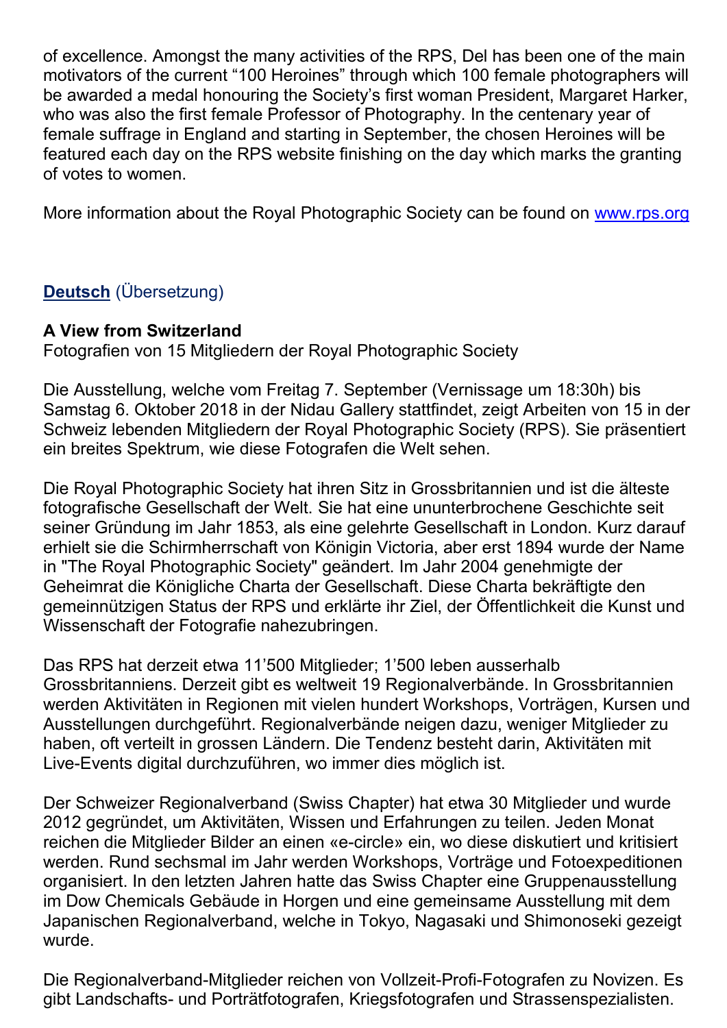of excellence. Amongst the many activities of the RPS, Del has been one of the main motivators of the current “100 Heroines” through which 100 female photographers will be awarded a medal honouring the Society’s first woman President, Margaret Harker, who was also the first female Professor of Photography. In the centenary year of female suffrage in England and starting in September, the chosen Heroines will be featured each day on the RPS website finishing on the day which marks the granting of votes to women.

More information about the Royal Photographic Society can be found on [www.rps.org](http://www.rps.org)

**Deutsch** (Übersetzung)

**A View from Switzerland**
Fotografien von 15 Mitgliedern der Royal Photographic Society

Die Ausstellung, welche vom Freitag 7. September (Vernissage um 18:30h) bis Samstag 6. Oktober 2018 in der Nidau Gallery stattfindet, zeigt Arbeiten von 15 in der Schweiz lebenden Mitgliedern der Royal Photographic Society (RPS). Sie präsentiert ein breites Spektrum, wie diese Fotografen die Welt sehen.

Die Royal Photographic Society hat ihren Sitz in Grossbritannien und ist die älteste fotografische Gesellschaft der Welt. Sie hat eine ununterbrochene Geschichte seit seiner Gründung im Jahr 1853, als eine gelehrte Gesellschaft in London. Kurz darauf erhielt sie die Schirmherrschaft von Königin Victoria, aber erst 1894 wurde der Name in "The Royal Photographic Society" geändert. Im Jahr 2004 genehmigte der Geheimrat die Königliche Charta der Gesellschaft. Diese Charta bekräftigte den gemeinnützigen Status der RPS und erklärte ihr Ziel, der Öffentlichkeit die Kunst und Wissenschaft der Fotografie nahezubringen.

Das RPS hat derzeit etwa 11’500 Mitglieder; 1’500 leben ausserhalb Grossbritanniens. Derzeit gibt es weltweit 19 Regionalverbände. In Grossbritannien werden Aktivitäten in Regionen mit vielen hundert Workshops, Vorträgen, Kursen und Ausstellungen durchgeführt. Regionalverbände neigen dazu, weniger Mitglieder zu haben, oft verteilt in grossen Ländern. Die Tendenz besteht darin, Aktivitäten mit Live-Events digital durchzuführen, wo immer dies möglich ist.

Der Schweizer Regionalverband (Swiss Chapter) hat etwa 30 Mitglieder und wurde 2012 gegründet, um Aktivitäten, Wissen und Erfahrungen zu teilen. Jeden Monat reichen die Mitglieder Bilder an einen «e-circle» ein, wo diese diskutiert und kritisiert werden. Rund sechsmal im Jahr werden Workshops, Vorträge und Fotoexpeditionen organisiert. In den letzten Jahren hatte das Swiss Chapter eine Gruppenausstellung im Dow Chemicals Gebäude in Horgen und eine gemeinsame Ausstellung mit dem Japanischen Regionalverband, welche in Tokyo, Nagasaki und Shimonoseki gezeigt wurde.

Die Regionalverband-Mitglieder reichen von Vollzeit-Profi-Fotografen zu Novizen. Es gibt Landschafts- und Porträtfotografen, Kriegsfotografen und Strassenspezialisten.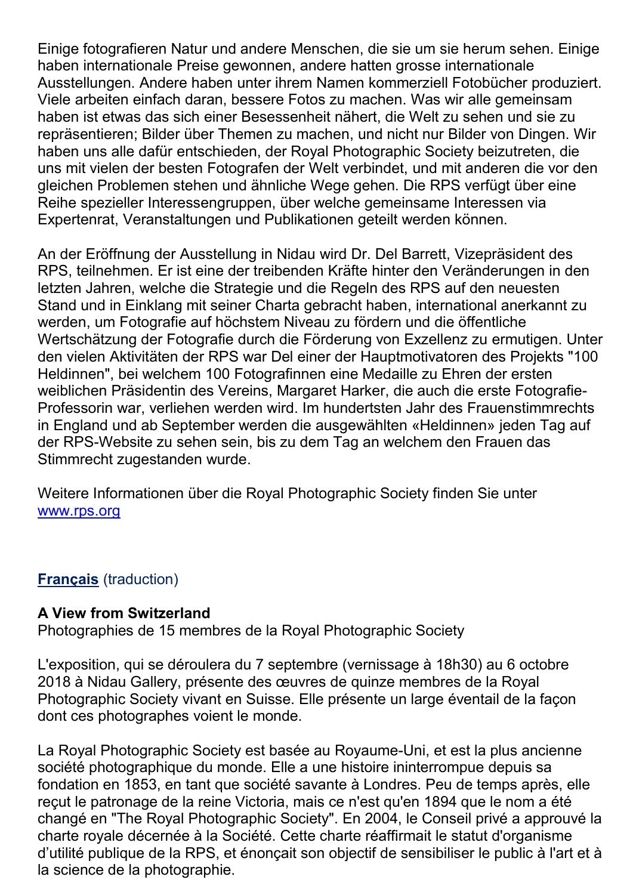Einige fotografieren Natur und andere Menschen, die sie um sie herum sehen. Einige haben internationale Preise gewonnen, andere hatten grosse internationale Ausstellungen. Andere haben unter ihrem Namen kommerziell Fotobücher produziert. Viele arbeiten einfach daran, bessere Fotos zu machen. Was wir alle gemeinsam haben ist etwas das sich einer Besessenheit nähert, die Welt zu sehen und sie zu repräsentieren; Bilder über Themen zu machen, und nicht nur Bilder von Dingen. Wir haben uns alle dafür entschieden, der Royal Photographic Society beizutreten, die uns mit vielen der besten Fotografen der Welt verbindet, und mit anderen die vor den gleichen Problemen stehen und ähnliche Wege gehen. Die RPS verfügt über eine Reihe spezieller Interessengruppen, über welche gemeinsame Interessen via Expertenrat, Veranstaltungen und Publikationen geteilt werden können.

An der Eröffnung der Ausstellung in Nidau wird Dr. Del Barrett, Vizepräsident des RPS, teilnehmen. Er ist eine der treibenden Kräfte hinter den Veränderungen in den letzten Jahren, welche die Strategie und die Regeln des RPS auf den neuesten Stand und in Einklang mit seiner Charta gebracht haben, international anerkannt zu werden, um Fotografie auf höchstem Niveau zu fördern und die öffentliche Wertschätzung der Fotografie durch die Förderung von Exzellenz zu ermutigen. Unter den vielen Aktivitäten der RPS war Del einer der Hauptmotivatoren des Projekts "100 Heldinnen", bei welchem 100 Fotografinnen eine Medaille zu Ehren der ersten weiblichen Präsidentin des Vereins, Margaret Harker, die auch die erste Fotografie-Professorin war, verliehen werden wird. Im hundertsten Jahr des Frauenstimmrechts in England und ab September werden die ausgewählten «Heldinnen» jeden Tag auf der RPS-Website zu sehen sein, bis zu dem Tag an welchem den Frauen das Stimmrecht zugestanden wurde.

Weitere Informationen über die Royal Photographic Society finden Sie unter [www.rps.org](http://www.rps.org)

**Français** (traduction)

**A View from Switzerland**
Photographies de 15 membres de la Royal Photographic Society

L'exposition, qui se déroulera du 7 septembre (vernissage à 18h30) au 6 octobre 2018 à Nidau Gallery, présente des œuvres de quinze membres de la Royal Photographic Society vivant en Suisse. Elle présente un large éventail de la façon dont ces photographes voient le monde.

La Royal Photographic Society est basée au Royaume-Uni, et est la plus ancienne société photographique du monde. Elle a une histoire ininterrompue depuis sa fondation en 1853, en tant que société savante à Londres. Peu de temps après, elle reçut le patronage de la reine Victoria, mais ce n'est qu'en 1894 que le nom a été changé en "The Royal Photographic Society". En 2004, le Conseil privé a approuvé la charte royale décernée à la Société. Cette charte réaffirmait le statut d'organisme d'utilité publique de la RPS, et énonçait son objectif de sensibiliser le public à l'art et à la science de la photographie.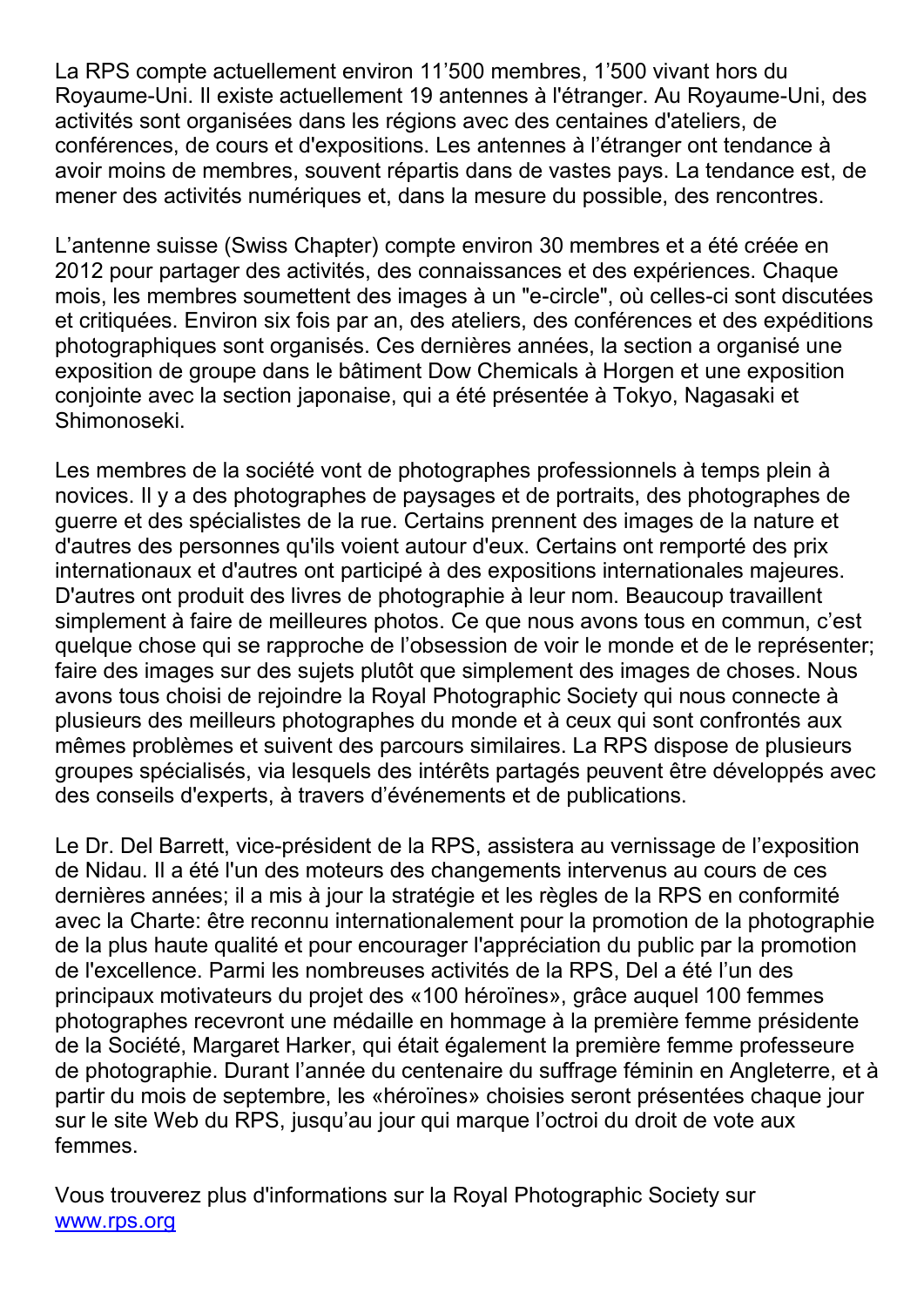La RPS compte actuellement environ 11'500 membres, 1'500 vivant hors du Royaume-Uni. Il existe actuellement 19 antennes à l'étranger. Au Royaume-Uni, des activités sont organisées dans les régions avec des centaines d'ateliers, de conférences, de cours et d'expositions. Les antennes à l'étranger ont tendance à avoir moins de membres, souvent répartis dans de vastes pays. La tendance est, de mener des activités numériques et, dans la mesure du possible, des rencontres.

L'antenne suisse (Swiss Chapter) compte environ 30 membres et a été créée en 2012 pour partager des activités, des connaissances et des expériences. Chaque mois, les membres soumettent des images à un "e-circle", où celles-ci sont discutées et critiquées. Environ six fois par an, des ateliers, des conférences et des expéditions photographiques sont organisés. Ces dernières années, la section a organisé une exposition de groupe dans le bâtiment Dow Chemicals à Horgen et une exposition conjointe avec la section japonaise, qui a été présentée à Tokyo, Nagasaki et Shimonoseki.

Les membres de la société vont de photographes professionnels à temps plein à novices. Il y a des photographes de paysages et de portraits, des photographes de guerre et des spécialistes de la rue. Certains prennent des images de la nature et d'autres des personnes qu'ils voient autour d'eux. Certains ont remporté des prix internationaux et d'autres ont participé à des expositions internationales majeures. D'autres ont produit des livres de photographie à leur nom. Beaucoup travaillent simplement à faire de meilleures photos. Ce que nous avons tous en commun, c'est quelque chose qui se rapproche de l'obsession de voir le monde et de le représenter; faire des images sur des sujets plutôt que simplement des images de choses. Nous avons tous choisi de rejoindre la Royal Photographic Society qui nous connecte à plusieurs des meilleurs photographes du monde et à ceux qui sont confrontés aux mêmes problèmes et suivent des parcours similaires. La RPS dispose de plusieurs groupes spécialisés, via lesquels des intérêts partagés peuvent être développés avec des conseils d'experts, à travers d'événements et de publications.

Le Dr. Del Barrett, vice-président de la RPS, assistera au vernissage de l'exposition de Nidau. Il a été l'un des moteurs des changements intervenus au cours de ces dernières années; il a mis à jour la stratégie et les règles de la RPS en conformité avec la Charte: être reconnu internationalement pour la promotion de la photographie de la plus haute qualité et pour encourager l'appréciation du public par la promotion de l'excellence. Parmi les nombreuses activités de la RPS, Del a été l'un des principaux motivateurs du projet des «100 héroïnes», grâce auquel 100 femmes photographes recevront une médaille en hommage à la première femme présidente de la Société, Margaret Harker, qui était également la première femme professeure de photographie. Durant l'année du centenaire du suffrage féminin en Angleterre, et à partir du mois de septembre, les «héroïnes» choisies seront présentées chaque jour sur le site Web du RPS, jusqu'au jour qui marque l'octroi du droit de vote aux femmes.

Vous trouverez plus d'informations sur la Royal Photographic Society sur [www.rps.org](http://www.rps.org)